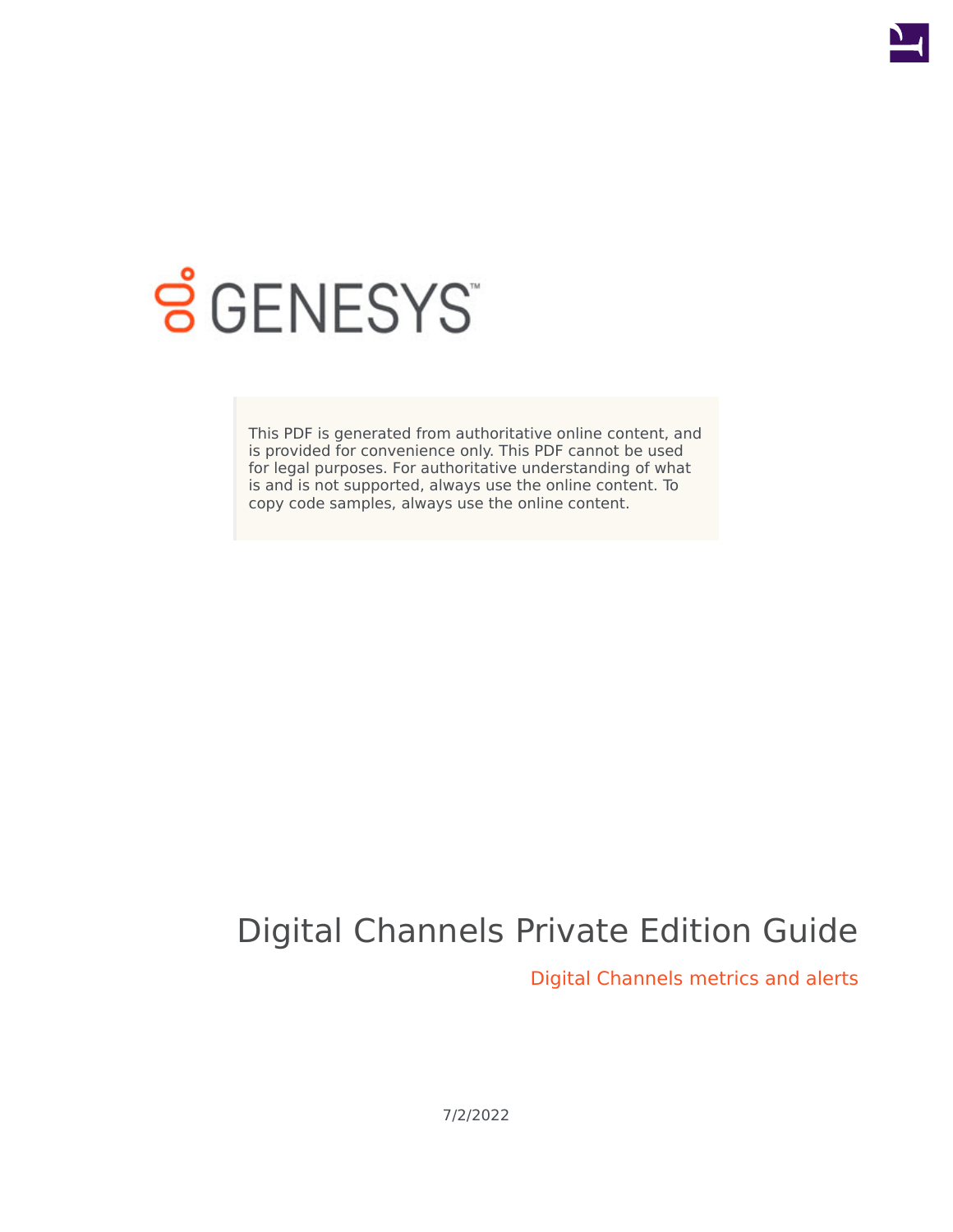GENESYS

This PDF is generated from authoritative online content, and is provided for convenience only. This PDF cannot be used for legal purposes. For authoritative understanding of what is and is not supported, always use the online content. To copy code samples, always use the online content.

# Digital Channels Private Edition Guide

## Digital Channels metrics and alerts

7/2/2022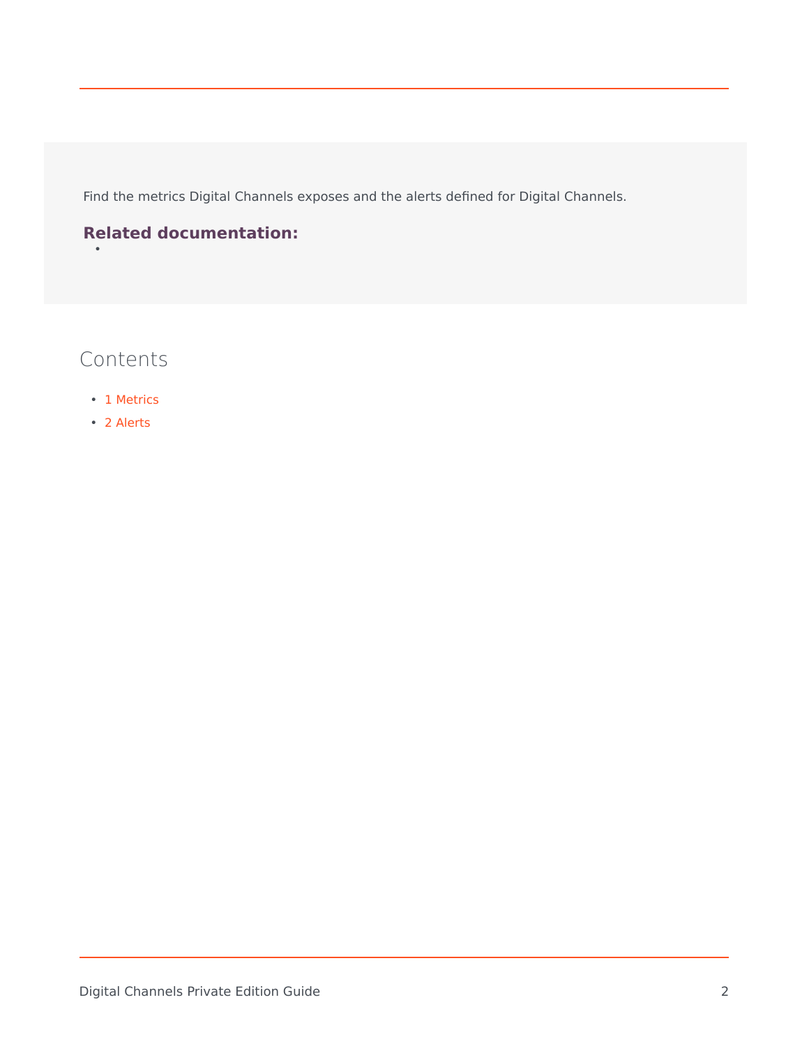Find the metrics Digital Channels exposes and the alerts defined for Digital Channels.

**Related documentation:**

- 

## Contents

- 1 Metrics
- 2 Alerts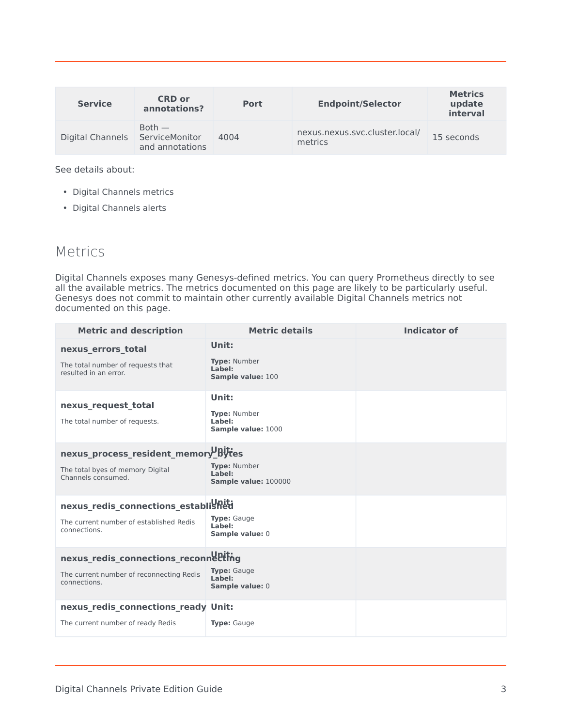| Service | CRD or annotations? | Port | Endpoint/Selector | Metrics update interval |
|---|---|---|---|---|
| Digital Channels | Both — ServiceMonitor and annotations | 4004 | nexus.nexus.svc.cluster.local/metrics | 15 seconds |

See details about:

- Digital Channels metrics
- Digital Channels alerts

## Metrics

Digital Channels exposes many Genesys-defined metrics. You can query Prometheus directly to see all the available metrics. The metrics documented on this page are likely to be particularly useful. Genesys does not commit to maintain other currently available Digital Channels metrics not documented on this page.

| Metric and description | Metric details | Indicator of |
|---|---|---|
| **nexus_errors_total**<br>The total number of requests that resulted in an error. | **Unit:**<br>**Type:** Number<br>**Label:**<br>**Sample value:** 100 | |
| **nexus_request_total**<br>The total number of requests. | **Unit:**<br>**Type:** Number<br>**Label:**<br>**Sample value:** 1000 | |
| **nexus_process_resident_memory_bytes**<br>The total byes of memory Digital Channels consumed. | **Unit:**<br>**Type:** Number<br>**Label:**<br>**Sample value:** 100000 | |
| **nexus_redis_connections_established**<br>The current number of established Redis connections. | **Unit:**<br>**Type:** Gauge<br>**Label:**<br>**Sample value:** 0 | |
| **nexus_redis_connections_reconnecting**<br>The current number of reconnecting Redis connections. | **Unit:**<br>**Type:** Gauge<br>**Label:**<br>**Sample value:** 0 | |
| **nexus_redis_connections_ready**<br>The current number of ready Redis | **Unit:**<br>**Type:** Gauge | |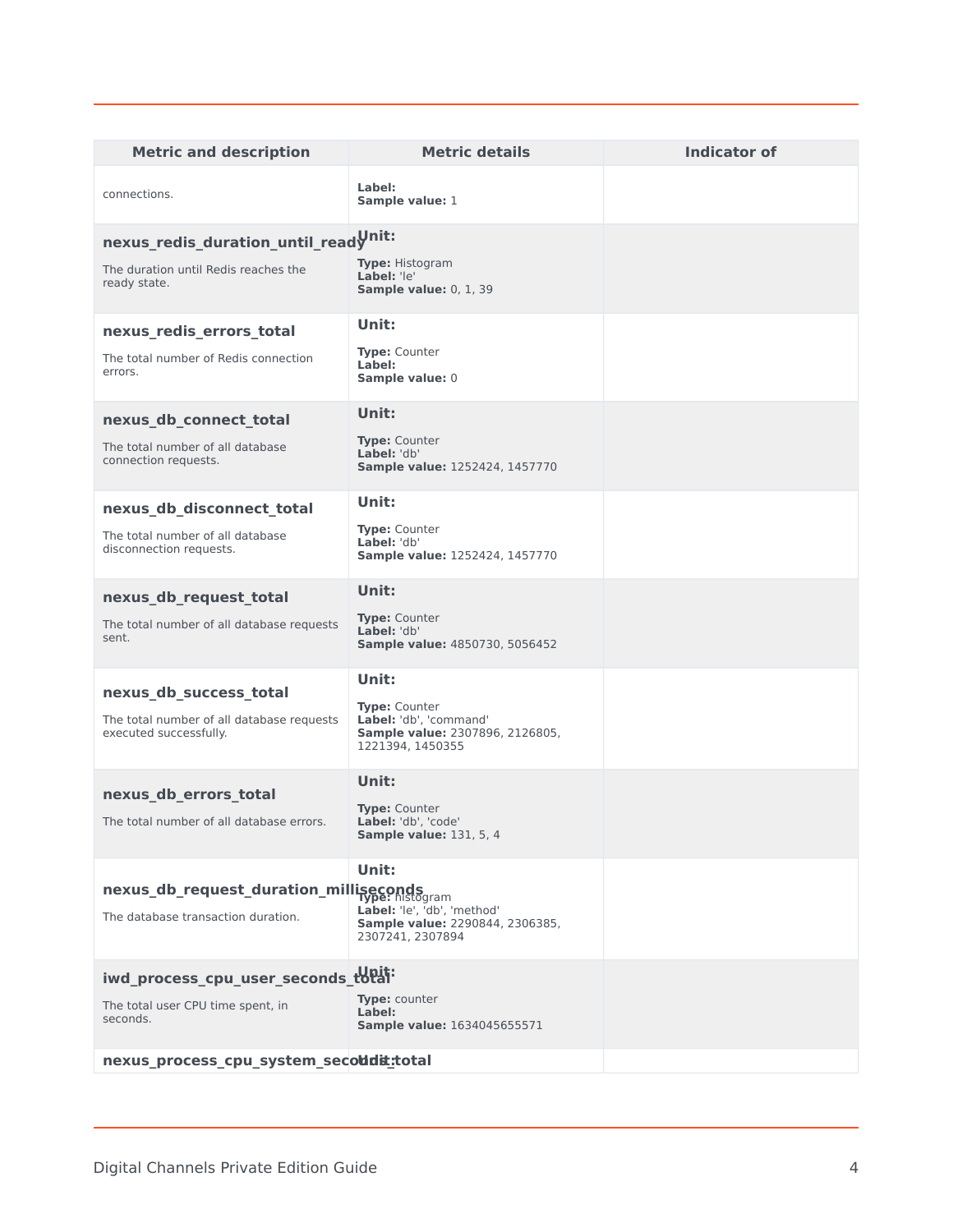| Metric and description | Metric details | Indicator of |
|---|---|---|
| connections. | **Label:**<br>**Sample value:** 1 | |
| **nexus_redis_duration_until_ready**<br>The duration until Redis reaches the ready state. | **Unit:**<br>**Type:** Histogram<br>**Label:** 'le'<br>**Sample value:** 0, 1, 39 | |
| **nexus_redis_errors_total**<br>The total number of Redis connection errors. | **Unit:**<br>**Type:** Counter<br>**Label:**<br>**Sample value:** 0 | |
| **nexus_db_connect_total**<br>The total number of all database connection requests. | **Unit:**<br>**Type:** Counter<br>**Label:** 'db'<br>**Sample value:** 1252424, 1457770 | |
| **nexus_db_disconnect_total**<br>The total number of all database disconnection requests. | **Unit:**<br>**Type:** Counter<br>**Label:** 'db'<br>**Sample value:** 1252424, 1457770 | |
| **nexus_db_request_total**<br>The total number of all database requests sent. | **Unit:**<br>**Type:** Counter<br>**Label:** 'db'<br>**Sample value:** 4850730, 5056452 | |
| **nexus_db_success_total**<br>The total number of all database requests executed successfully. | **Unit:**<br>**Type:** Counter<br>**Label:** 'db', 'command'<br>**Sample value:** 2307896, 2126805, 1221394, 1450355 | |
| **nexus_db_errors_total**<br>The total number of all database errors. | **Unit:**<br>**Type:** Counter<br>**Label:** 'db', 'code'<br>**Sample value:** 131, 5, 4 | |
| **nexus_db_request_duration_milliseconds**<br>The database transaction duration. | **Unit:**<br>**Type:** histogram<br>**Label:** 'le', 'db', 'method'<br>**Sample value:** 2290844, 2306385, 2307241, 2307894 | |
| **iwd_process_cpu_user_seconds_total**<br>The total user CPU time spent, in seconds. | **Unit:**<br>**Type:** counter<br>**Label:**<br>**Sample value:** 1634045655571 | |
| **nexus_process_cpu_system_seconds_total** | **Unit:** | |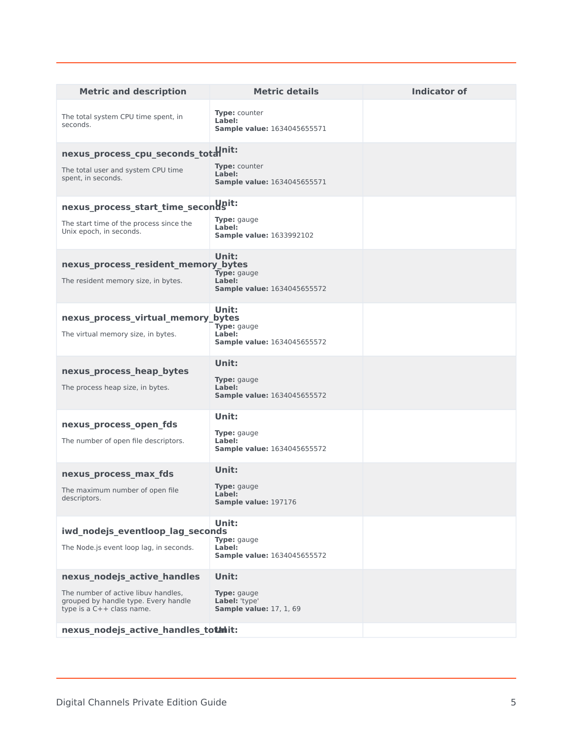| Metric and description | Metric details | Indicator of |
|---|---|---|
| The total system CPU time spent, in seconds. | **Type:** counter<br>**Label:**<br>**Sample value:** 1634045655571 | |
| **nexus_process_cpu_seconds_total**<br>The total user and system CPU time spent, in seconds. | **Unit:**<br>**Type:** counter<br>**Label:**<br>**Sample value:** 1634045655571 | |
| **nexus_process_start_time_seconds**<br>The start time of the process since the Unix epoch, in seconds. | **Unit:**<br>**Type:** gauge<br>**Label:**<br>**Sample value:** 1633992102 | |
| **nexus_process_resident_memory_bytes**<br>The resident memory size, in bytes. | **Unit:**<br>**Type:** gauge<br>**Label:**<br>**Sample value:** 1634045655572 | |
| **nexus_process_virtual_memory_bytes**<br>The virtual memory size, in bytes. | **Unit:**<br>**Type:** gauge<br>**Label:**<br>**Sample value:** 1634045655572 | |
| **nexus_process_heap_bytes**<br>The process heap size, in bytes. | **Unit:**<br>**Type:** gauge<br>**Label:**<br>**Sample value:** 1634045655572 | |
| **nexus_process_open_fds**<br>The number of open file descriptors. | **Unit:**<br>**Type:** gauge<br>**Label:**<br>**Sample value:** 1634045655572 | |
| **nexus_process_max_fds**<br>The maximum number of open file descriptors. | **Unit:**<br>**Type:** gauge<br>**Label:**<br>**Sample value:** 197176 | |
| **iwd_nodejs_eventloop_lag_seconds**<br>The Node.js event loop lag, in seconds. | **Unit:**<br>**Type:** gauge<br>**Label:**<br>**Sample value:** 1634045655572 | |
| **nexus_nodejs_active_handles**<br>The number of active libuv handles, grouped by handle type. Every handle type is a C++ class name. | **Unit:**<br>**Type:** gauge<br>**Label:** 'type'<br>**Sample value:** 17, 1, 69 | |
| **nexus_nodejs_active_handles_total** | **Unit:** | |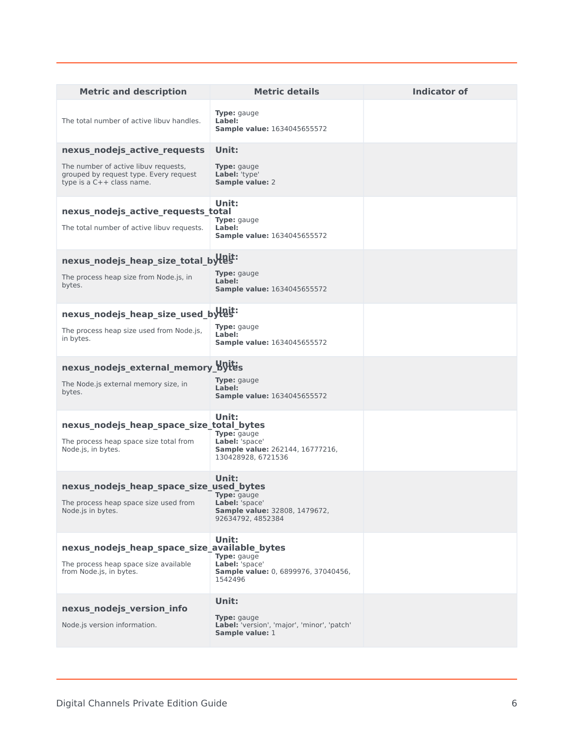| Metric and description | Metric details | Indicator of |
|---|---|---|
| The total number of active libuv handles. | **Type:** gauge<br>**Label:**<br>**Sample value:** 1634045655572 | |
| **nexus_nodejs_active_requests**<br><br>The number of active libuv requests, grouped by request type. Every request type is a C++ class name. | **Unit:**<br><br>**Type:** gauge<br>**Label:** 'type'<br>**Sample value:** 2 | |
| **nexus_nodejs_active_requests_total**<br><br>The total number of active libuv requests. | **Unit:**<br><br>**Type:** gauge<br>**Label:**<br>**Sample value:** 1634045655572 | |
| **nexus_nodejs_heap_size_total_bytes**<br><br>The process heap size from Node.js, in bytes. | **Unit:**<br><br>**Type:** gauge<br>**Label:**<br>**Sample value:** 1634045655572 | |
| **nexus_nodejs_heap_size_used_bytes**<br><br>The process heap size used from Node.js, in bytes. | **Unit:**<br><br>**Type:** gauge<br>**Label:**<br>**Sample value:** 1634045655572 | |
| **nexus_nodejs_external_memory_bytes**<br><br>The Node.js external memory size, in bytes. | **Unit:**<br><br>**Type:** gauge<br>**Label:**<br>**Sample value:** 1634045655572 | |
| **nexus_nodejs_heap_space_size_total_bytes**<br><br>The process heap space size total from Node.js, in bytes. | **Unit:**<br><br>**Type:** gauge<br>**Label:** 'space'<br>**Sample value:** 262144, 16777216, 130428928, 6721536 | |
| **nexus_nodejs_heap_space_size_used_bytes**<br><br>The process heap space size used from Node.js in bytes. | **Unit:**<br><br>**Type:** gauge<br>**Label:** 'space'<br>**Sample value:** 32808, 1479672, 92634792, 4852384 | |
| **nexus_nodejs_heap_space_size_available_bytes**<br><br>The process heap space size available from Node.js, in bytes. | **Unit:**<br><br>**Type:** gauge<br>**Label:** 'space'<br>**Sample value:** 0, 6899976, 37040456, 1542496 | |
| **nexus_nodejs_version_info**<br><br>Node.js version information. | **Unit:**<br><br>**Type:** gauge<br>**Label:** 'version', 'major', 'minor', 'patch'<br>**Sample value:** 1 | |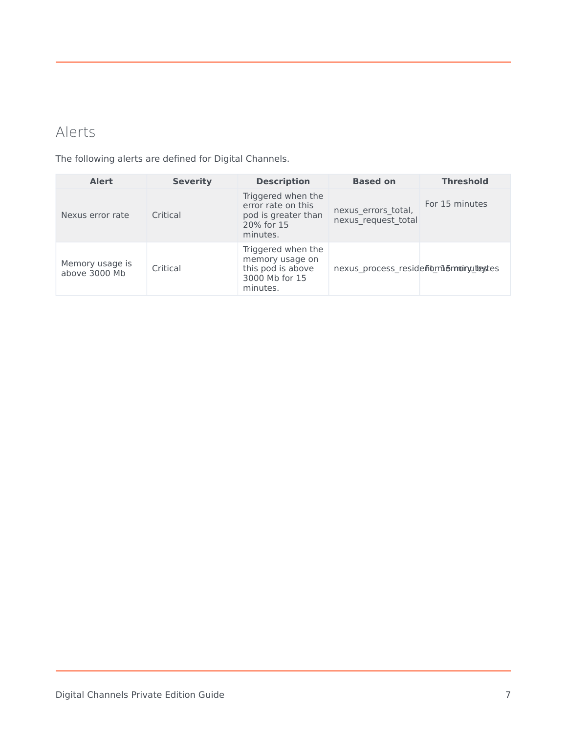## Alerts

The following alerts are defined for Digital Channels.

| Alert | Severity | Description | Based on | Threshold |
|---|---|---|---|---|
| Nexus error rate | Critical | Triggered when the error rate on this pod is greater than 20% for 15 minutes. | nexus_errors_total, nexus_request_total | For 15 minutes |
| Memory usage is above 3000 Mb | Critical | Triggered when the memory usage on this pod is above 3000 Mb for 15 minutes. | nexus_process_resident_memory_bytes | For 15 minutes |